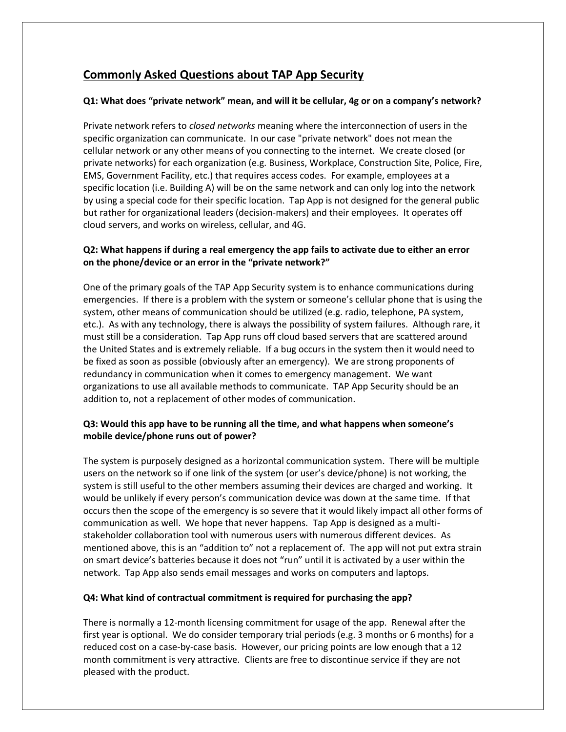## Commonly Asked Questions about TAP App Security

**Q1: What does "private network" mean, and will it be cellular, 4g or on a company's network?**

Private network refers to *closed networks* meaning where the interconnection of users in the specific organization can communicate. In our case "private network" does not mean the cellular network or any other means of you connecting to the internet. We create closed (or private networks) for each organization (e.g. Business, Workplace, Construction Site, Police, Fire, EMS, Government Facility, etc.) that requires access codes. For example, employees at a specific location (i.e. Building A) will be on the same network and can only log into the network by using a special code for their specific location. Tap App is not designed for the general public but rather for organizational leaders (decision-makers) and their employees. It operates off cloud servers, and works on wireless, cellular, and 4G.

**Q2: What happens if during a real emergency the app fails to activate due to either an error on the phone/device or an error in the "private network?"**

One of the primary goals of the TAP App Security system is to enhance communications during emergencies. If there is a problem with the system or someone's cellular phone that is using the system, other means of communication should be utilized (e.g. radio, telephone, PA system, etc.). As with any technology, there is always the possibility of system failures. Although rare, it must still be a consideration. Tap App runs off cloud based servers that are scattered around the United States and is extremely reliable. If a bug occurs in the system then it would need to be fixed as soon as possible (obviously after an emergency). We are strong proponents of redundancy in communication when it comes to emergency management. We want organizations to use all available methods to communicate. TAP App Security should be an addition to, not a replacement of other modes of communication.

**Q3: Would this app have to be running all the time, and what happens when someone's mobile device/phone runs out of power?**

The system is purposely designed as a horizontal communication system. There will be multiple users on the network so if one link of the system (or user's device/phone) is not working, the system is still useful to the other members assuming their devices are charged and working. It would be unlikely if every person's communication device was down at the same time. If that occurs then the scope of the emergency is so severe that it would likely impact all other forms of communication as well. We hope that never happens. Tap App is designed as a multi-stakeholder collaboration tool with numerous users with numerous different devices. As mentioned above, this is an "addition to" not a replacement of. The app will not put extra strain on smart device's batteries because it does not "run" until it is activated by a user within the network. Tap App also sends email messages and works on computers and laptops.

**Q4: What kind of contractual commitment is required for purchasing the app?**

There is normally a 12-month licensing commitment for usage of the app. Renewal after the first year is optional. We do consider temporary trial periods (e.g. 3 months or 6 months) for a reduced cost on a case-by-case basis. However, our pricing points are low enough that a 12 month commitment is very attractive. Clients are free to discontinue service if they are not pleased with the product.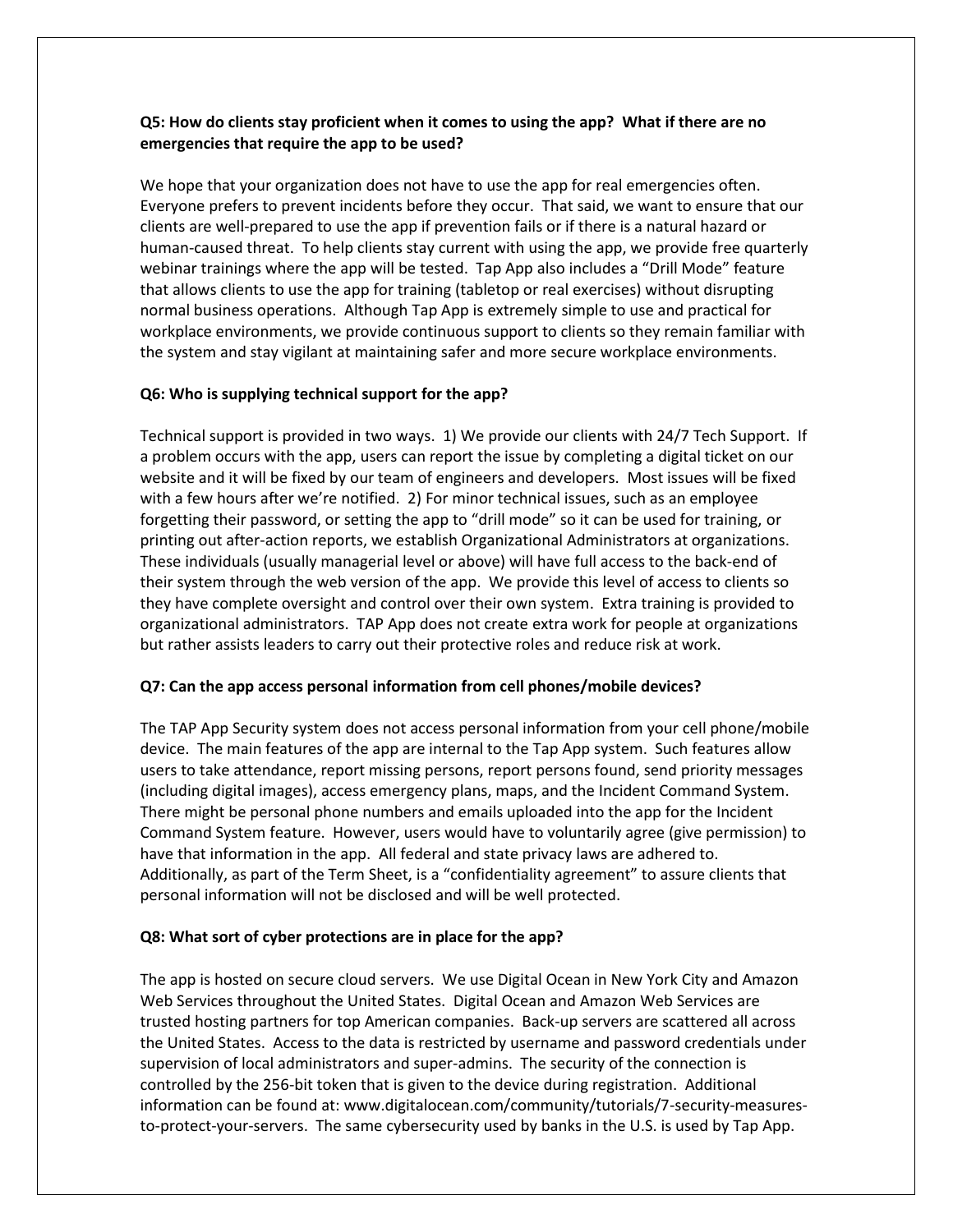**Q5: How do clients stay proficient when it comes to using the app? What if there are no emergencies that require the app to be used?**

We hope that your organization does not have to use the app for real emergencies often. Everyone prefers to prevent incidents before they occur. That said, we want to ensure that our clients are well-prepared to use the app if prevention fails or if there is a natural hazard or human-caused threat. To help clients stay current with using the app, we provide free quarterly webinar trainings where the app will be tested. Tap App also includes a "Drill Mode" feature that allows clients to use the app for training (tabletop or real exercises) without disrupting normal business operations. Although Tap App is extremely simple to use and practical for workplace environments, we provide continuous support to clients so they remain familiar with the system and stay vigilant at maintaining safer and more secure workplace environments.

**Q6: Who is supplying technical support for the app?**

Technical support is provided in two ways. 1) We provide our clients with 24/7 Tech Support. If a problem occurs with the app, users can report the issue by completing a digital ticket on our website and it will be fixed by our team of engineers and developers. Most issues will be fixed with a few hours after we're notified. 2) For minor technical issues, such as an employee forgetting their password, or setting the app to "drill mode" so it can be used for training, or printing out after-action reports, we establish Organizational Administrators at organizations. These individuals (usually managerial level or above) will have full access to the back-end of their system through the web version of the app. We provide this level of access to clients so they have complete oversight and control over their own system. Extra training is provided to organizational administrators. TAP App does not create extra work for people at organizations but rather assists leaders to carry out their protective roles and reduce risk at work.

**Q7: Can the app access personal information from cell phones/mobile devices?**

The TAP App Security system does not access personal information from your cell phone/mobile device. The main features of the app are internal to the Tap App system. Such features allow users to take attendance, report missing persons, report persons found, send priority messages (including digital images), access emergency plans, maps, and the Incident Command System. There might be personal phone numbers and emails uploaded into the app for the Incident Command System feature. However, users would have to voluntarily agree (give permission) to have that information in the app. All federal and state privacy laws are adhered to. Additionally, as part of the Term Sheet, is a "confidentiality agreement" to assure clients that personal information will not be disclosed and will be well protected.

**Q8: What sort of cyber protections are in place for the app?**

The app is hosted on secure cloud servers. We use Digital Ocean in New York City and Amazon Web Services throughout the United States. Digital Ocean and Amazon Web Services are trusted hosting partners for top American companies. Back-up servers are scattered all across the United States. Access to the data is restricted by username and password credentials under supervision of local administrators and super-admins. The security of the connection is controlled by the 256-bit token that is given to the device during registration. Additional information can be found at: www.digitalocean.com/community/tutorials/7-security-measures-to-protect-your-servers. The same cybersecurity used by banks in the U.S. is used by Tap App.